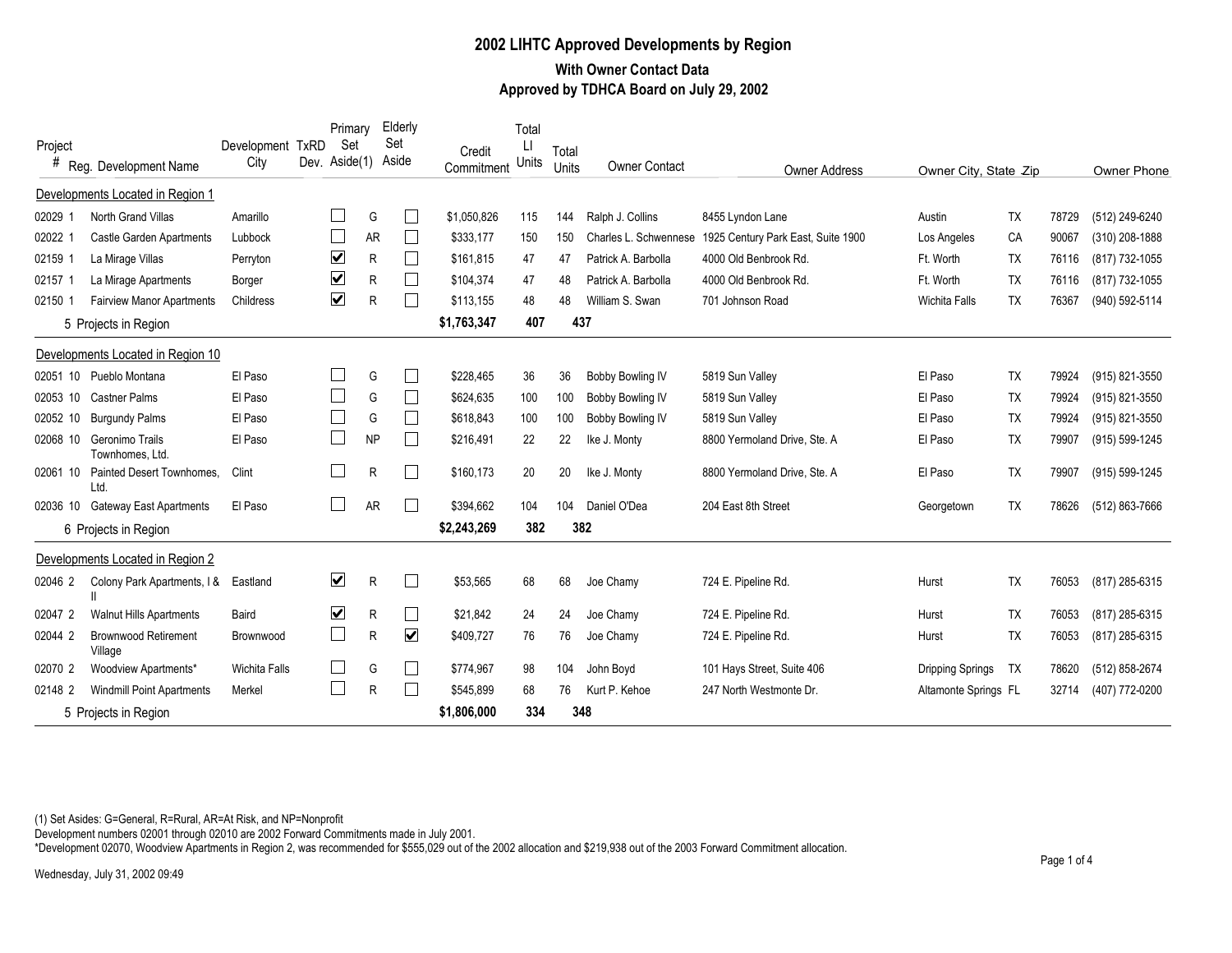# 2002 LIHTC Approved Developments by Region

## With Owner Contact Data

## Approved by TDHCA Board on July 29, 2002

| Project # | Reg. | Development Name | Development City | TxRD Dev. | Primary Set Aside(1) | Elderly Set Aside | Credit Commitment | Total LI Units | Total Units | Owner Contact | Owner Address | Owner City | State | Zip | Owner Phone |
|---|---|---|---|---|---|---|---|---|---|---|---|---|---|---|---|
| **Developments Located in Region 1** | | | | | | | | | | | | | | | |
| 02029 | 1 | North Grand Villas | Amarillo | ☐ | G | ☐ | $1,050,826 | 115 | 144 | Ralph J. Collins | 8455 Lyndon Lane | Austin | TX | 78729 | (512) 249-6240 |
| 02022 | 1 | Castle Garden Apartments | Lubbock | ☐ | AR | ☐ | $333,177 | 150 | 150 | Charles L. Schwennese | 1925 Century Park East, Suite 1900 | Los Angeles | CA | 90067 | (310) 208-1888 |
| 02159 | 1 | La Mirage Villas | Perryton | ☑ | R | ☐ | $161,815 | 47 | 47 | Patrick A. Barbolla | 4000 Old Benbrook Rd. | Ft. Worth | TX | 76116 | (817) 732-1055 |
| 02157 | 1 | La Mirage Apartments | Borger | ☑ | R | ☐ | $104,374 | 47 | 48 | Patrick A. Barbolla | 4000 Old Benbrook Rd. | Ft. Worth | TX | 76116 | (817) 732-1055 |
| 02150 | 1 | Fairview Manor Apartments | Childress | ☑ | R | ☐ | $113,155 | 48 | 48 | William S. Swan | 701 Johnson Road | Wichita Falls | TX | 76367 | (940) 592-5114 |
| | | **5 Projects in Region** | | | | | **$1,763,347** | **407** | **437** | | | | | | |
| **Developments Located in Region 10** | | | | | | | | | | | | | | | |
| 02051 | 10 | Pueblo Montana | El Paso | ☐ | G | ☐ | $228,465 | 36 | 36 | Bobby Bowling IV | 5819 Sun Valley | El Paso | TX | 79924 | (915) 821-3550 |
| 02053 | 10 | Castner Palms | El Paso | ☐ | G | ☐ | $624,635 | 100 | 100 | Bobby Bowling IV | 5819 Sun Valley | El Paso | TX | 79924 | (915) 821-3550 |
| 02052 | 10 | Burgundy Palms | El Paso | ☐ | G | ☐ | $618,843 | 100 | 100 | Bobby Bowling IV | 5819 Sun Valley | El Paso | TX | 79924 | (915) 821-3550 |
| 02068 | 10 | Geronimo Trails Townhomes, Ltd. | El Paso | ☐ | NP | ☐ | $216,491 | 22 | 22 | Ike J. Monty | 8800 Yermoland Drive, Ste. A | El Paso | TX | 79907 | (915) 599-1245 |
| 02061 | 10 | Painted Desert Townhomes, Ltd. | Clint | ☐ | R | ☐ | $160,173 | 20 | 20 | Ike J. Monty | 8800 Yermoland Drive, Ste. A | El Paso | TX | 79907 | (915) 599-1245 |
| 02036 | 10 | Gateway East Apartments | El Paso | ☐ | AR | ☐ | $394,662 | 104 | 104 | Daniel O'Dea | 204 East 8th Street | Georgetown | TX | 78626 | (512) 863-7666 |
| | | **6 Projects in Region** | | | | | **$2,243,269** | **382** | **382** | | | | | | |
| **Developments Located in Region 2** | | | | | | | | | | | | | | | |
| 02046 | 2 | Colony Park Apartments, I & II | Eastland | ☑ | R | ☐ | $53,565 | 68 | 68 | Joe Chamy | 724 E. Pipeline Rd. | Hurst | TX | 76053 | (817) 285-6315 |
| 02047 | 2 | Walnut Hills Apartments | Baird | ☑ | R | ☐ | $21,842 | 24 | 24 | Joe Chamy | 724 E. Pipeline Rd. | Hurst | TX | 76053 | (817) 285-6315 |
| 02044 | 2 | Brownwood Retirement Village | Brownwood | ☐ | R | ☑ | $409,727 | 76 | 76 | Joe Chamy | 724 E. Pipeline Rd. | Hurst | TX | 76053 | (817) 285-6315 |
| 02070 | 2 | Woodview Apartments* | Wichita Falls | ☐ | G | ☐ | $774,967 | 98 | 104 | John Boyd | 101 Hays Street, Suite 406 | Dripping Springs | TX | 78620 | (512) 858-2674 |
| 02148 | 2 | Windmill Point Apartments | Merkel | ☐ | R | ☐ | $545,899 | 68 | 76 | Kurt P. Kehoe | 247 North Westmonte Dr. | Altamonte Springs | FL | 32714 | (407) 772-0200 |
| | | **5 Projects in Region** | | | | | **$1,806,000** | **334** | **348** | | | | | | |

(1) Set Asides: G=General, R=Rural, AR=At Risk, and NP=Nonprofit

Development numbers 02001 through 02010 are 2002 Forward Commitments made in July 2001.

*Development 02070, Woodview Apartments in Region 2, was recommended for $555,029 out of the 2002 allocation and $219,938 out of the 2003 Forward Commitment allocation.

Wednesday, July 31, 2002 09:49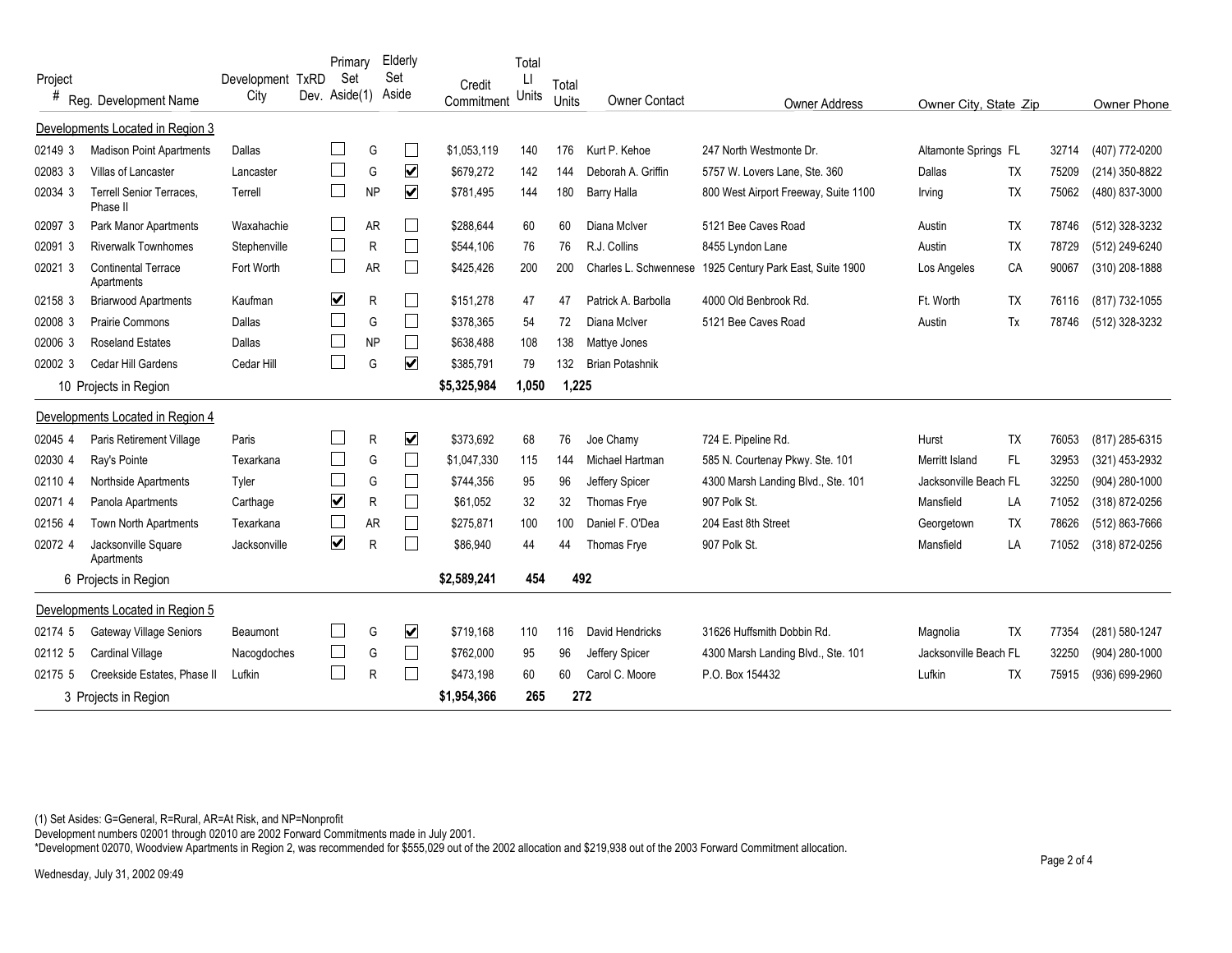| Project # | Reg. | Development Name | Development City | TxRD Dev. | Primary Set Aside(1) | Elderly Set Aside | Credit Commitment | Total LI Units | Total Units | Owner Contact | Owner Address | Owner City | State | Zip | Owner Phone |
|---|---|---|---|---|---|---|---|---|---|---|---|---|---|---|---|
| **Developments Located in Region 3** | | | | | | | | | | | | | | | |
| 02149 | 3 | Madison Point Apartments | Dallas | ☐ | G | ☐ | $1,053,119 | 140 | 176 | Kurt P. Kehoe | 247 North Westmonte Dr. | Altamonte Springs | FL | 32714 | (407) 772-0200 |
| 02083 | 3 | Villas of Lancaster | Lancaster | ☐ | G | ☑ | $679,272 | 142 | 144 | Deborah A. Griffin | 5757 W. Lovers Lane, Ste. 360 | Dallas | TX | 75209 | (214) 350-8822 |
| 02034 | 3 | Terrell Senior Terraces, Phase II | Terrell | ☐ | NP | ☑ | $781,495 | 144 | 180 | Barry Halla | 800 West Airport Freeway, Suite 1100 | Irving | TX | 75062 | (480) 837-3000 |
| 02097 | 3 | Park Manor Apartments | Waxahachie | ☐ | AR | ☐ | $288,644 | 60 | 60 | Diana McIver | 5121 Bee Caves Road | Austin | TX | 78746 | (512) 328-3232 |
| 02091 | 3 | Riverwalk Townhomes | Stephenville | ☐ | R | ☐ | $544,106 | 76 | 76 | R.J. Collins | 8455 Lyndon Lane | Austin | TX | 78729 | (512) 249-6240 |
| 02021 | 3 | Continental Terrace Apartments | Fort Worth | ☐ | AR | ☐ | $425,426 | 200 | 200 | Charles L. Schwennese | 1925 Century Park East, Suite 1900 | Los Angeles | CA | 90067 | (310) 208-1888 |
| 02158 | 3 | Briarwood Apartments | Kaufman | ☑ | R | ☐ | $151,278 | 47 | 47 | Patrick A. Barbolla | 4000 Old Benbrook Rd. | Ft. Worth | TX | 76116 | (817) 732-1055 |
| 02008 | 3 | Prairie Commons | Dallas | ☐ | G | ☐ | $378,365 | 54 | 72 | Diana McIver | 5121 Bee Caves Road | Austin | Tx | 78746 | (512) 328-3232 |
| 02006 | 3 | Roseland Estates | Dallas | ☐ | NP | ☐ | $638,488 | 108 | 138 | Mattye Jones | | | | | |
| 02002 | 3 | Cedar Hill Gardens | Cedar Hill | ☐ | G | ☑ | $385,791 | 79 | 132 | Brian Potashnik | | | | | |
| | | 10 Projects in Region | | | | | **$5,325,984** | **1,050** | **1,225** | | | | | | |
| **Developments Located in Region 4** | | | | | | | | | | | | | | | |
| 02045 | 4 | Paris Retirement Village | Paris | ☐ | R | ☑ | $373,692 | 68 | 76 | Joe Chamy | 724 E. Pipeline Rd. | Hurst | TX | 76053 | (817) 285-6315 |
| 02030 | 4 | Ray's Pointe | Texarkana | ☐ | G | ☐ | $1,047,330 | 115 | 144 | Michael Hartman | 585 N. Courtenay Pkwy. Ste. 101 | Merritt Island | FL | 32953 | (321) 453-2932 |
| 02110 | 4 | Northside Apartments | Tyler | ☐ | G | ☐ | $744,356 | 95 | 96 | Jeffery Spicer | 4300 Marsh Landing Blvd., Ste. 101 | Jacksonville Beach | FL | 32250 | (904) 280-1000 |
| 02071 | 4 | Panola Apartments | Carthage | ☑ | R | ☐ | $61,052 | 32 | 32 | Thomas Frye | 907 Polk St. | Mansfield | LA | 71052 | (318) 872-0256 |
| 02156 | 4 | Town North Apartments | Texarkana | ☐ | AR | ☐ | $275,871 | 100 | 100 | Daniel F. O'Dea | 204 East 8th Street | Georgetown | TX | 78626 | (512) 863-7666 |
| 02072 | 4 | Jacksonville Square Apartments | Jacksonville | ☑ | R | ☐ | $86,940 | 44 | 44 | Thomas Frye | 907 Polk St. | Mansfield | LA | 71052 | (318) 872-0256 |
| | | 6 Projects in Region | | | | | **$2,589,241** | **454** | **492** | | | | | | |
| **Developments Located in Region 5** | | | | | | | | | | | | | | | |
| 02174 | 5 | Gateway Village Seniors | Beaumont | ☐ | G | ☑ | $719,168 | 110 | 116 | David Hendricks | 31626 Huffsmith Dobbin Rd. | Magnolia | TX | 77354 | (281) 580-1247 |
| 02112 | 5 | Cardinal Village | Nacogdoches | ☐ | G | ☐ | $762,000 | 95 | 96 | Jeffery Spicer | 4300 Marsh Landing Blvd., Ste. 101 | Jacksonville Beach | FL | 32250 | (904) 280-1000 |
| 02175 | 5 | Creekside Estates, Phase II | Lufkin | ☐ | R | ☐ | $473,198 | 60 | 60 | Carol C. Moore | P.O. Box 154432 | Lufkin | TX | 75915 | (936) 699-2960 |
| | | 3 Projects in Region | | | | | **$1,954,366** | **265** | **272** | | | | | | |

(1) Set Asides: G=General, R=Rural, AR=At Risk, and NP=Nonprofit

Development numbers 02001 through 02010 are 2002 Forward Commitments made in July 2001.

*Development 02070, Woodview Apartments in Region 2, was recommended for $555,029 out of the 2002 allocation and $219,938 out of the 2003 Forward Commitment allocation.

Wednesday, July 31, 2002 09:49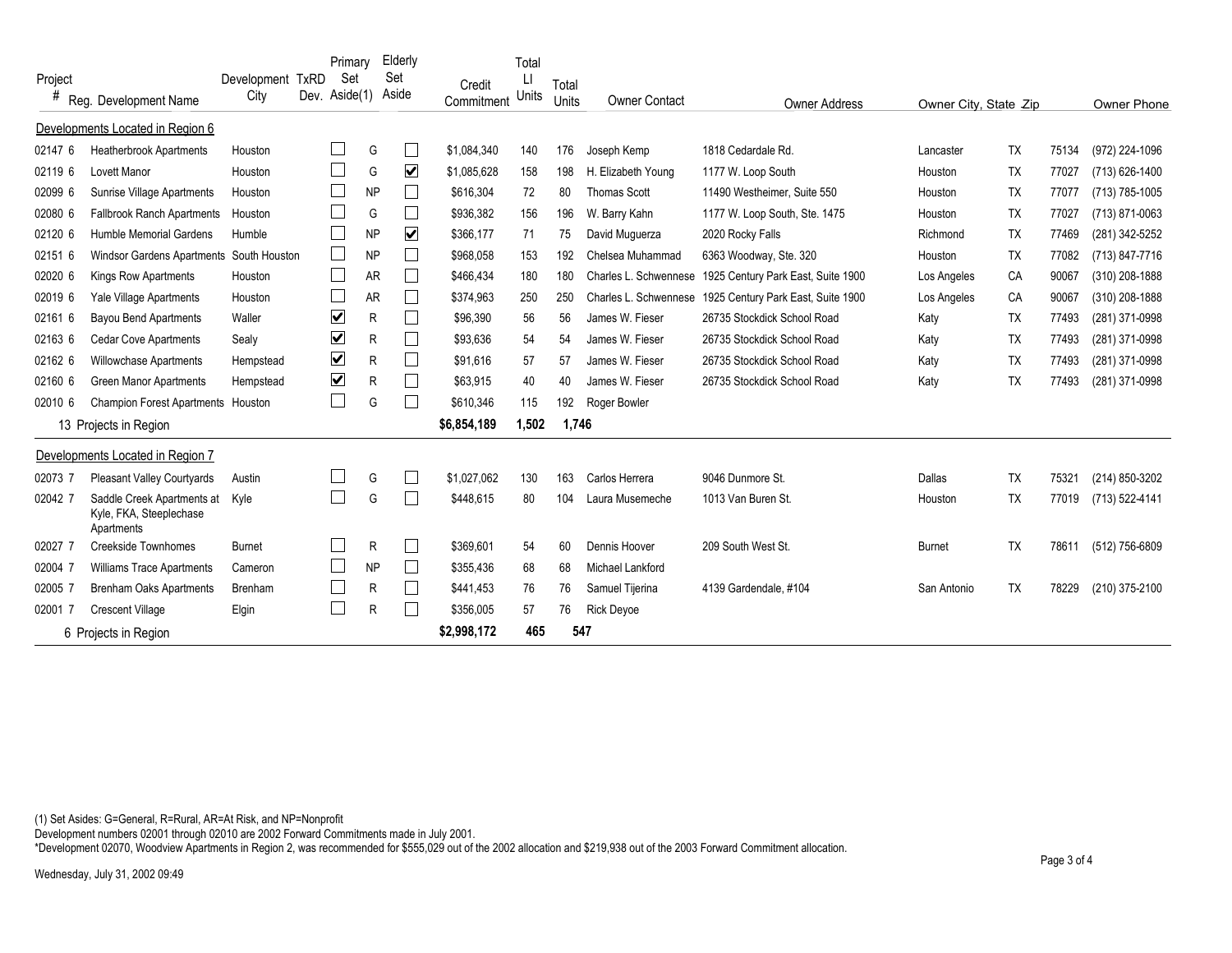| Project # | Reg. | Development Name | Development City | TxRD Dev. | Primary Set Aside(1) | Elderly Set Aside | Credit Commitment | Total LI Units | Total Units | Owner Contact | Owner Address | Owner City, | State | Zip | Owner Phone |
|---|---|---|---|---|---|---|---|---|---|---|---|---|---|---|---|
| **Developments Located in Region 6** | | | | | | | | | | | | | | | |
| 02147 | 6 | Heatherbrook Apartments | Houston | ☐ | G | ☐ | $1,084,340 | 140 | 176 | Joseph Kemp | 1818 Cedardale Rd. | Lancaster | TX | 75134 | (972) 224-1096 |
| 02119 | 6 | Lovett Manor | Houston | ☐ | G | ☑ | $1,085,628 | 158 | 198 | H. Elizabeth Young | 1177 W. Loop South | Houston | TX | 77027 | (713) 626-1400 |
| 02099 | 6 | Sunrise Village Apartments | Houston | ☐ | NP | ☐ | $616,304 | 72 | 80 | Thomas Scott | 11490 Westheimer, Suite 550 | Houston | TX | 77077 | (713) 785-1005 |
| 02080 | 6 | Fallbrook Ranch Apartments | Houston | ☐ | G | ☐ | $936,382 | 156 | 196 | W. Barry Kahn | 1177 W. Loop South, Ste. 1475 | Houston | TX | 77027 | (713) 871-0063 |
| 02120 | 6 | Humble Memorial Gardens | Humble | ☐ | NP | ☑ | $366,177 | 71 | 75 | David Muguerza | 2020 Rocky Falls | Richmond | TX | 77469 | (281) 342-5252 |
| 02151 | 6 | Windsor Gardens Apartments | South Houston | ☐ | NP | ☐ | $968,058 | 153 | 192 | Chelsea Muhammad | 6363 Woodway, Ste. 320 | Houston | TX | 77082 | (713) 847-7716 |
| 02020 | 6 | Kings Row Apartments | Houston | ☐ | AR | ☐ | $466,434 | 180 | 180 | Charles L. Schwennese | 1925 Century Park East, Suite 1900 | Los Angeles | CA | 90067 | (310) 208-1888 |
| 02019 | 6 | Yale Village Apartments | Houston | ☐ | AR | ☐ | $374,963 | 250 | 250 | Charles L. Schwennese | 1925 Century Park East, Suite 1900 | Los Angeles | CA | 90067 | (310) 208-1888 |
| 02161 | 6 | Bayou Bend Apartments | Waller | ☑ | R | ☐ | $96,390 | 56 | 56 | James W. Fieser | 26735 Stockdick School Road | Katy | TX | 77493 | (281) 371-0998 |
| 02163 | 6 | Cedar Cove Apartments | Sealy | ☑ | R | ☐ | $93,636 | 54 | 54 | James W. Fieser | 26735 Stockdick School Road | Katy | TX | 77493 | (281) 371-0998 |
| 02162 | 6 | Willowchase Apartments | Hempstead | ☑ | R | ☐ | $91,616 | 57 | 57 | James W. Fieser | 26735 Stockdick School Road | Katy | TX | 77493 | (281) 371-0998 |
| 02160 | 6 | Green Manor Apartments | Hempstead | ☑ | R | ☐ | $63,915 | 40 | 40 | James W. Fieser | 26735 Stockdick School Road | Katy | TX | 77493 | (281) 371-0998 |
| 02010 | 6 | Champion Forest Apartments | Houston | ☐ | G | ☐ | $610,346 | 115 | 192 | Roger Bowler | | | | | |
| | | 13 Projects in Region | | | | | **$6,854,189** | **1,502** | **1,746** | | | | | | |
| **Developments Located in Region 7** | | | | | | | | | | | | | | | |
| 02073 | 7 | Pleasant Valley Courtyards | Austin | ☐ | G | ☐ | $1,027,062 | 130 | 163 | Carlos Herrera | 9046 Dunmore St. | Dallas | TX | 75321 | (214) 850-3202 |
| 02042 | 7 | Saddle Creek Apartments at Kyle, FKA, Steeplechase Apartments | Kyle | ☐ | G | ☐ | $448,615 | 80 | 104 | Laura Musemeche | 1013 Van Buren St. | Houston | TX | 77019 | (713) 522-4141 |
| 02027 | 7 | Creekside Townhomes | Burnet | ☐ | R | ☐ | $369,601 | 54 | 60 | Dennis Hoover | 209 South West St. | Burnet | TX | 78611 | (512) 756-6809 |
| 02004 | 7 | Williams Trace Apartments | Cameron | ☐ | NP | ☐ | $355,436 | 68 | 68 | Michael Lankford | | | | | |
| 02005 | 7 | Brenham Oaks Apartments | Brenham | ☐ | R | ☐ | $441,453 | 76 | 76 | Samuel Tijerina | 4139 Gardendale, #104 | San Antonio | TX | 78229 | (210) 375-2100 |
| 02001 | 7 | Crescent Village | Elgin | ☐ | R | ☐ | $356,005 | 57 | 76 | Rick Deyoe | | | | | |
| | | 6 Projects in Region | | | | | **$2,998,172** | **465** | **547** | | | | | | |

(1) Set Asides: G=General, R=Rural, AR=At Risk, and NP=Nonprofit

Development numbers 02001 through 02010 are 2002 Forward Commitments made in July 2001.

*Development 02070, Woodview Apartments in Region 2, was recommended for $555,029 out of the 2002 allocation and $219,938 out of the 2003 Forward Commitment allocation.

Wednesday, July 31, 2002 09:49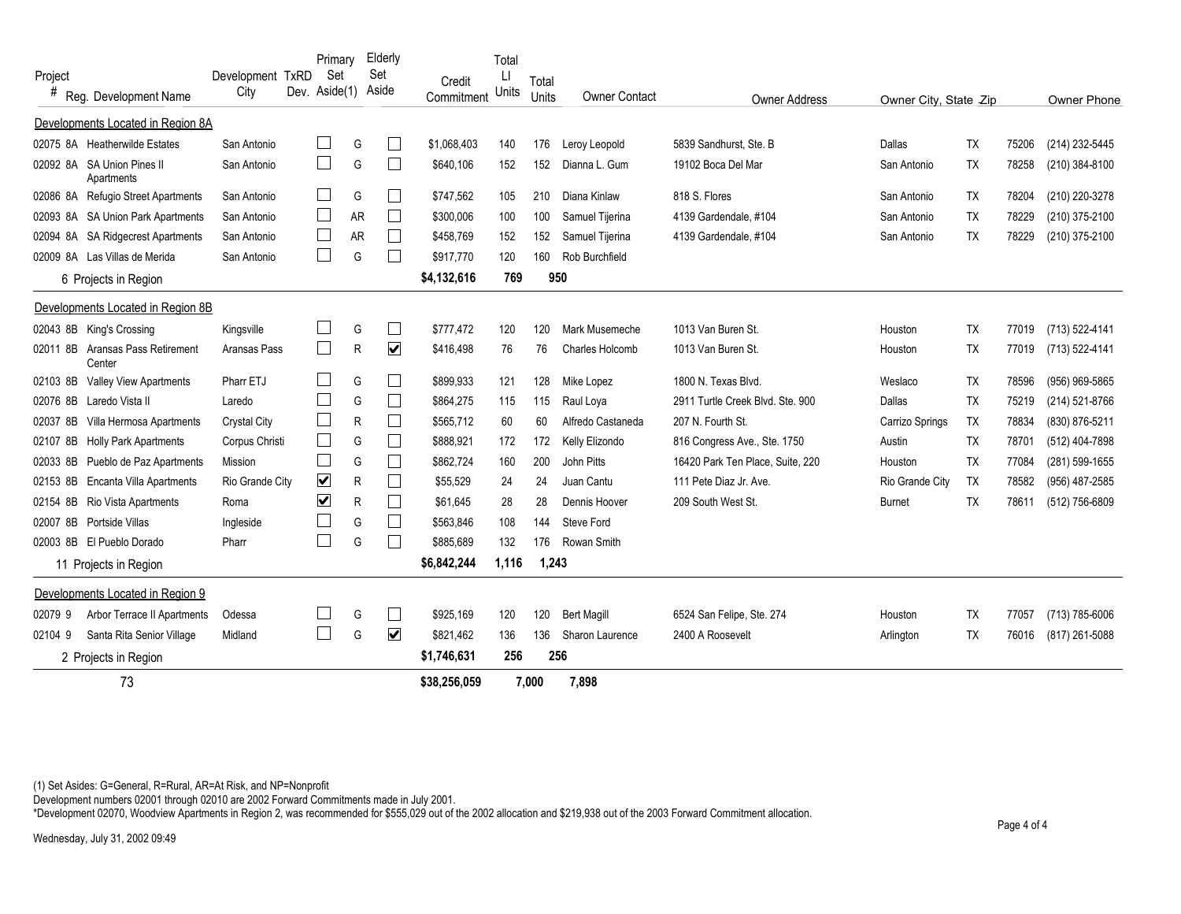| Project # | Reg. | Development Name | Development City | TxRD Dev. | Primary Set Aside(1) | Elderly Set Aside | Credit Commitment | Total LI Units | Total Units | Owner Contact | Owner Address | Owner City, State Zip | | | Owner Phone |
|---|---|---|---|---|---|---|---|---|---|---|---|---|---|---|---|
| **Developments Located in Region 8A** | | | | | | | | | | | | | | | |
| 02075 | 8A | Heatherwilde Estates | San Antonio | ☐ | G | ☐ | $1,068,403 | 140 | 176 | Leroy Leopold | 5839 Sandhurst, Ste. B | Dallas | TX | 75206 | (214) 232-5445 |
| 02092 | 8A | SA Union Pines II Apartments | San Antonio | ☐ | G | ☐ | $640,106 | 152 | 152 | Dianna L. Gum | 19102 Boca Del Mar | San Antonio | TX | 78258 | (210) 384-8100 |
| 02086 | 8A | Refugio Street Apartments | San Antonio | ☐ | G | ☐ | $747,562 | 105 | 210 | Diana Kinlaw | 818 S. Flores | San Antonio | TX | 78204 | (210) 220-3278 |
| 02093 | 8A | SA Union Park Apartments | San Antonio | ☐ | AR | ☐ | $300,006 | 100 | 100 | Samuel Tijerina | 4139 Gardendale, #104 | San Antonio | TX | 78229 | (210) 375-2100 |
| 02094 | 8A | SA Ridgecrest Apartments | San Antonio | ☐ | AR | ☐ | $458,769 | 152 | 152 | Samuel Tijerina | 4139 Gardendale, #104 | San Antonio | TX | 78229 | (210) 375-2100 |
| 02009 | 8A | Las Villas de Merida | San Antonio | ☐ | G | ☐ | $917,770 | 120 | 160 | Rob Burchfield | | | | | |
| | | 6 Projects in Region | | | | | **$4,132,616** | **769** | **950** | | | | | | |
| **Developments Located in Region 8B** | | | | | | | | | | | | | | | |
| 02043 | 8B | King's Crossing | Kingsville | ☐ | G | ☐ | $777,472 | 120 | 120 | Mark Musemeche | 1013 Van Buren St. | Houston | TX | 77019 | (713) 522-4141 |
| 02011 | 8B | Aransas Pass Retirement Center | Aransas Pass | ☐ | R | ☑ | $416,498 | 76 | 76 | Charles Holcomb | 1013 Van Buren St. | Houston | TX | 77019 | (713) 522-4141 |
| 02103 | 8B | Valley View Apartments | Pharr ETJ | ☐ | G | ☐ | $899,933 | 121 | 128 | Mike Lopez | 1800 N. Texas Blvd. | Weslaco | TX | 78596 | (956) 969-5865 |
| 02076 | 8B | Laredo Vista II | Laredo | ☐ | G | ☐ | $864,275 | 115 | 115 | Raul Loya | 2911 Turtle Creek Blvd. Ste. 900 | Dallas | TX | 75219 | (214) 521-8766 |
| 02037 | 8B | Villa Hermosa Apartments | Crystal City | ☐ | R | ☐ | $565,712 | 60 | 60 | Alfredo Castaneda | 207 N. Fourth St. | Carrizo Springs | TX | 78834 | (830) 876-5211 |
| 02107 | 8B | Holly Park Apartments | Corpus Christi | ☐ | G | ☐ | $888,921 | 172 | 172 | Kelly Elizondo | 816 Congress Ave., Ste. 1750 | Austin | TX | 78701 | (512) 404-7898 |
| 02033 | 8B | Pueblo de Paz Apartments | Mission | ☐ | G | ☐ | $862,724 | 160 | 200 | John Pitts | 16420 Park Ten Place, Suite, 220 | Houston | TX | 77084 | (281) 599-1655 |
| 02153 | 8B | Encanta Villa Apartments | Rio Grande City | ☑ | R | ☐ | $55,529 | 24 | 24 | Juan Cantu | 111 Pete Diaz Jr. Ave. | Rio Grande City | TX | 78582 | (956) 487-2585 |
| 02154 | 8B | Rio Vista Apartments | Roma | ☑ | R | ☐ | $61,645 | 28 | 28 | Dennis Hoover | 209 South West St. | Burnet | TX | 78611 | (512) 756-6809 |
| 02007 | 8B | Portside Villas | Ingleside | ☐ | G | ☐ | $563,846 | 108 | 144 | Steve Ford | | | | | |
| 02003 | 8B | El Pueblo Dorado | Pharr | ☐ | G | ☐ | $885,689 | 132 | 176 | Rowan Smith | | | | | |
| | | 11 Projects in Region | | | | | **$6,842,244** | **1,116** | **1,243** | | | | | | |
| **Developments Located in Region 9** | | | | | | | | | | | | | | | |
| 02079 | 9 | Arbor Terrace II Apartments | Odessa | ☐ | G | ☐ | $925,169 | 120 | 120 | Bert Magill | 6524 San Felipe, Ste. 274 | Houston | TX | 77057 | (713) 785-6006 |
| 02104 | 9 | Santa Rita Senior Village | Midland | ☐ | G | ☑ | $821,462 | 136 | 136 | Sharon Laurence | 2400 A Roosevelt | Arlington | TX | 76016 | (817) 261-5088 |
| | | 2 Projects in Region | | | | | **$1,746,631** | **256** | **256** | | | | | | |
| | | 73 | | | | | **$38,256,059** | **7,000** | **7,898** | | | | | | |

(1) Set Asides: G=General, R=Rural, AR=At Risk, and NP=Nonprofit

Development numbers 02001 through 02010 are 2002 Forward Commitments made in July 2001.

*Development 02070, Woodview Apartments in Region 2, was recommended for $555,029 out of the 2002 allocation and $219,938 out of the 2003 Forward Commitment allocation.

Wednesday, July 31, 2002 09:49